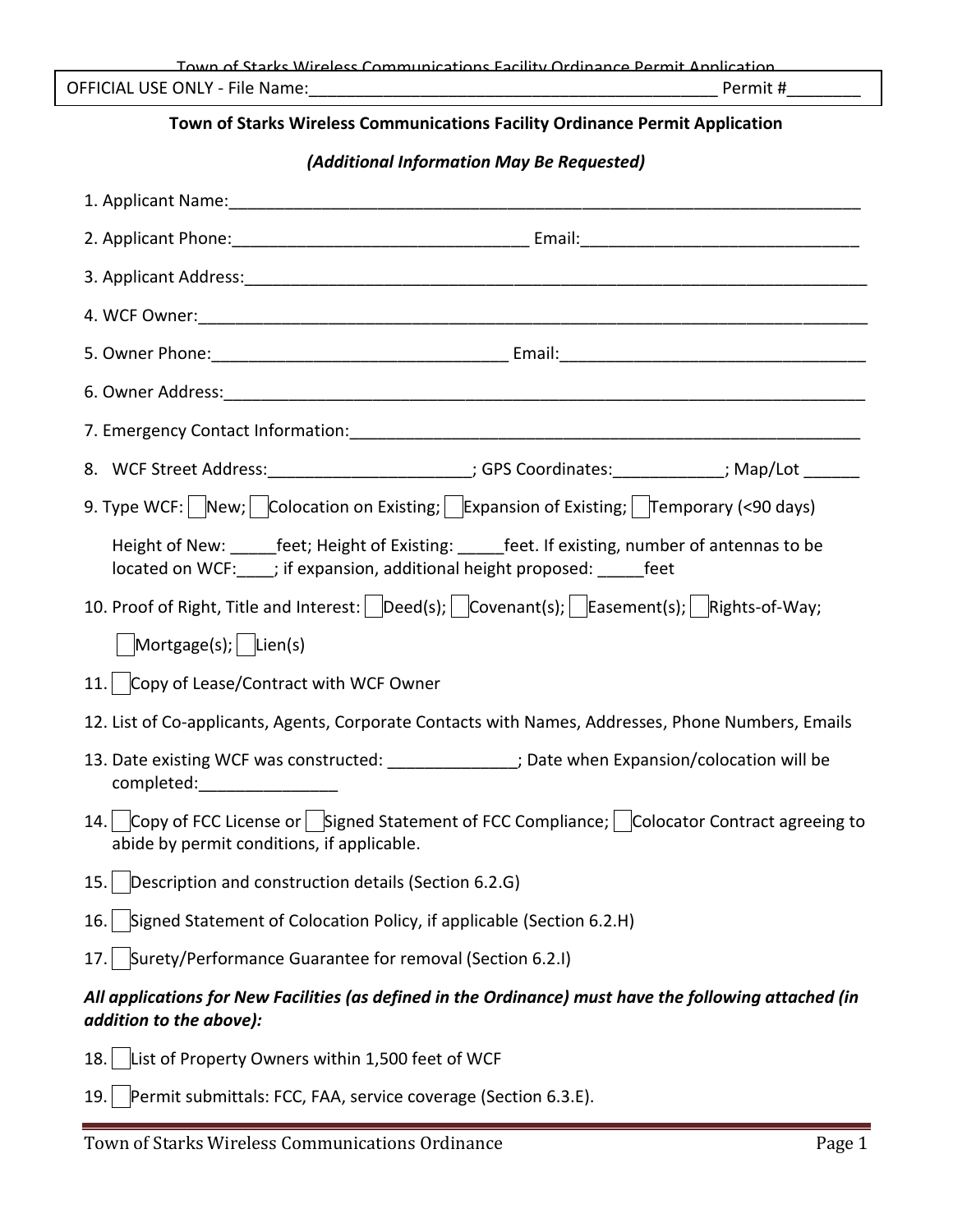OFFICIAL USE ONLY - File Name:_____________________________________________ Permit #________

**Town of Starks Wireless Communications Facility Ordinance Permit Application**

***(Additional Information May Be Requested)***

1. Applicant Name:_________________________________________________________________________

2. Applicant Phone:________________________________ Email:______________________________

3. Applicant Address:_______________________________________________________________________

4. WCF Owner:_____________________________________________________________________________

5. Owner Phone:________________________________ Email:_________________________________

6. Owner Address:__________________________________________________________________________

7. Emergency Contact Information:__________________________________________________________

8. WCF Street Address:______________________; GPS Coordinates:____________; Map/Lot ______

9. Type WCF: ☐ New; ☐ Colocation on Existing; ☐ Expansion of Existing; ☐ Temporary (<90 days)

   Height of New: _____feet; Height of Existing: _____feet. If existing, number of antennas to be located on WCF:____; if expansion, additional height proposed: _____feet

10. Proof of Right, Title and Interest: ☐ Deed(s); ☐ Covenant(s); ☐ Easement(s); ☐ Rights-of-Way;

    ☐ Mortgage(s); ☐ Lien(s)

11. ☐ Copy of Lease/Contract with WCF Owner

12. List of Co-applicants, Agents, Corporate Contacts with Names, Addresses, Phone Numbers, Emails

13. Date existing WCF was constructed: ______________; Date when Expansion/colocation will be completed:_______________

14. ☐ Copy of FCC License or ☐ Signed Statement of FCC Compliance; ☐ Colocator Contract agreeing to abide by permit conditions, if applicable.

15. ☐ Description and construction details (Section 6.2.G)

16. ☐ Signed Statement of Colocation Policy, if applicable (Section 6.2.H)

17. ☐ Surety/Performance Guarantee for removal (Section 6.2.I)

***All applications for New Facilities (as defined in the Ordinance) must have the following attached (in addition to the above):***

18. ☐ List of Property Owners within 1,500 feet of WCF

19. ☐ Permit submittals: FCC, FAA, service coverage (Section 6.3.E).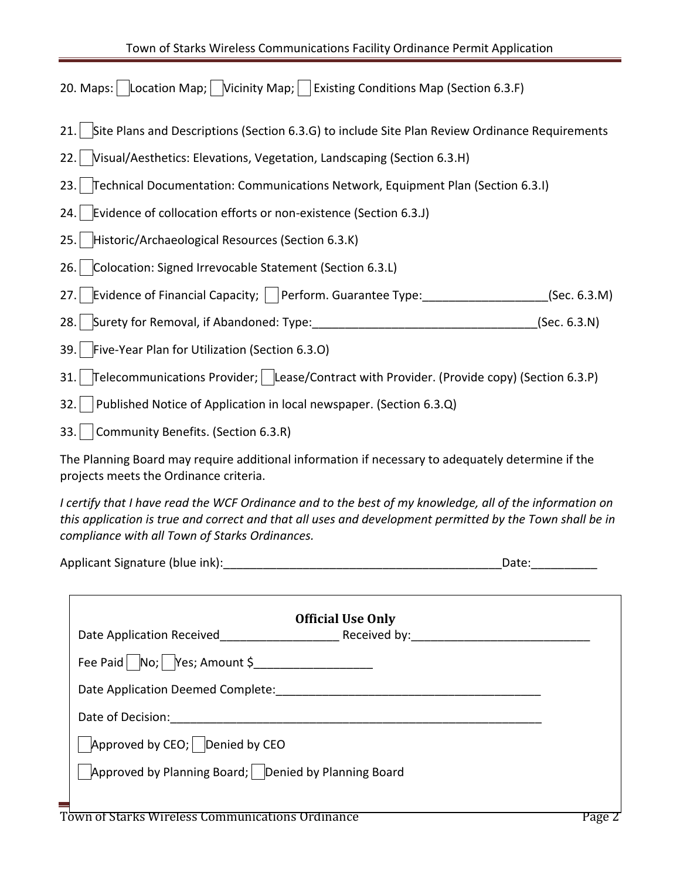20. Maps: ☐ Location Map; ☐ Vicinity Map; ☐ Existing Conditions Map (Section 6.3.F)

21. ☐ Site Plans and Descriptions (Section 6.3.G) to include Site Plan Review Ordinance Requirements

22. ☐ Visual/Aesthetics: Elevations, Vegetation, Landscaping (Section 6.3.H)

23. ☐ Technical Documentation: Communications Network, Equipment Plan (Section 6.3.I)

24. ☐ Evidence of collocation efforts or non-existence (Section 6.3.J)

25. ☐ Historic/Archaeological Resources (Section 6.3.K)

26. ☐ Colocation: Signed Irrevocable Statement (Section 6.3.L)

27. ☐ Evidence of Financial Capacity; ☐ Perform. Guarantee Type:___________________(Sec. 6.3.M)

28. ☐ Surety for Removal, if Abandoned: Type:_________________________________(Sec. 6.3.N)

39. ☐ Five-Year Plan for Utilization (Section 6.3.O)

31. ☐ Telecommunications Provider; ☐ Lease/Contract with Provider. (Provide copy) (Section 6.3.P)

32. ☐ Published Notice of Application in local newspaper. (Section 6.3.Q)

33. ☐ Community Benefits. (Section 6.3.R)

The Planning Board may require additional information if necessary to adequately determine if the projects meets the Ordinance criteria.

*I certify that I have read the WCF Ordinance and to the best of my knowledge, all of the information on this application is true and correct and that all uses and development permitted by the Town shall be in compliance with all Town of Starks Ordinances.*

Applicant Signature (blue ink):__________________________________________Date:__________

**Official Use Only**

Date Application Received__________________ Received by:___________________________

Fee Paid ☐ No; ☐ Yes; Amount $__________________

Date Application Deemed Complete:________________________________________

Date of Decision:__________________________________________________________

☐ Approved by CEO; ☐ Denied by CEO

☐ Approved by Planning Board; ☐ Denied by Planning Board